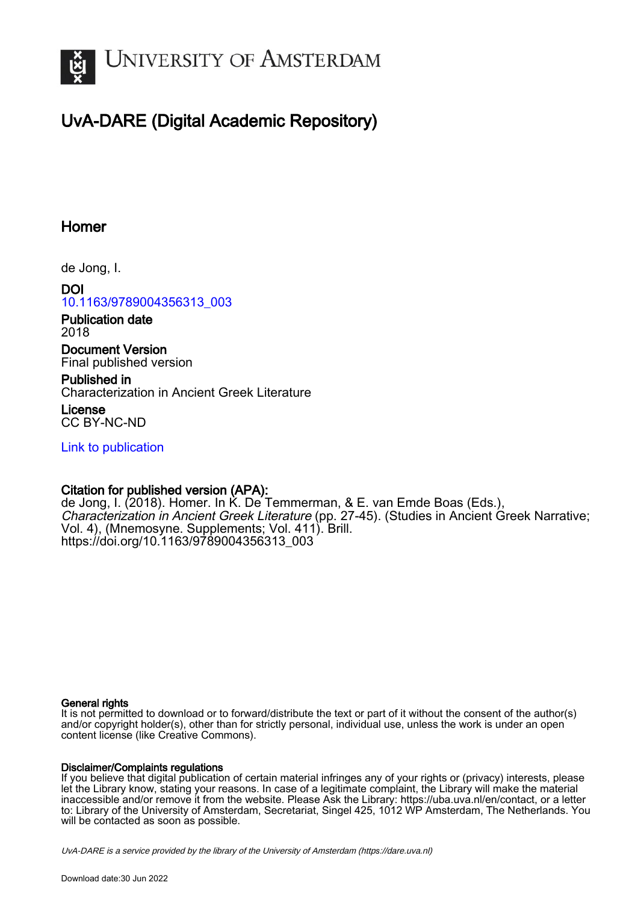# UNIVERSITY OF AMSTERDAM

## UvA-DARE (Digital Academic Repository)

### Homer

de Jong, I.

**DOI**
10.1163/9789004356313_003

**Publication date**
2018

**Document Version**
Final published version

**Published in**
Characterization in Ancient Greek Literature

**License**
CC BY-NC-ND

Link to publication

**Citation for published version (APA):**
de Jong, I. (2018). Homer. In K. De Temmerman, & E. van Emde Boas (Eds.), *Characterization in Ancient Greek Literature* (pp. 27-45). (Studies in Ancient Greek Narrative; Vol. 4), (Mnemosyne. Supplements; Vol. 411). Brill. https://doi.org/10.1163/9789004356313_003

**General rights**
It is not permitted to download or to forward/distribute the text or part of it without the consent of the author(s) and/or copyright holder(s), other than for strictly personal, individual use, unless the work is under an open content license (like Creative Commons).

**Disclaimer/Complaints regulations**
If you believe that digital publication of certain material infringes any of your rights or (privacy) interests, please let the Library know, stating your reasons. In case of a legitimate complaint, the Library will make the material inaccessible and/or remove it from the website. Please Ask the Library: https://uba.uva.nl/en/contact, or a letter to: Library of the University of Amsterdam, Secretariat, Singel 425, 1012 WP Amsterdam, The Netherlands. You will be contacted as soon as possible.

*UvA-DARE is a service provided by the library of the University of Amsterdam (https://dare.uva.nl)*

Download date:30 Jun 2022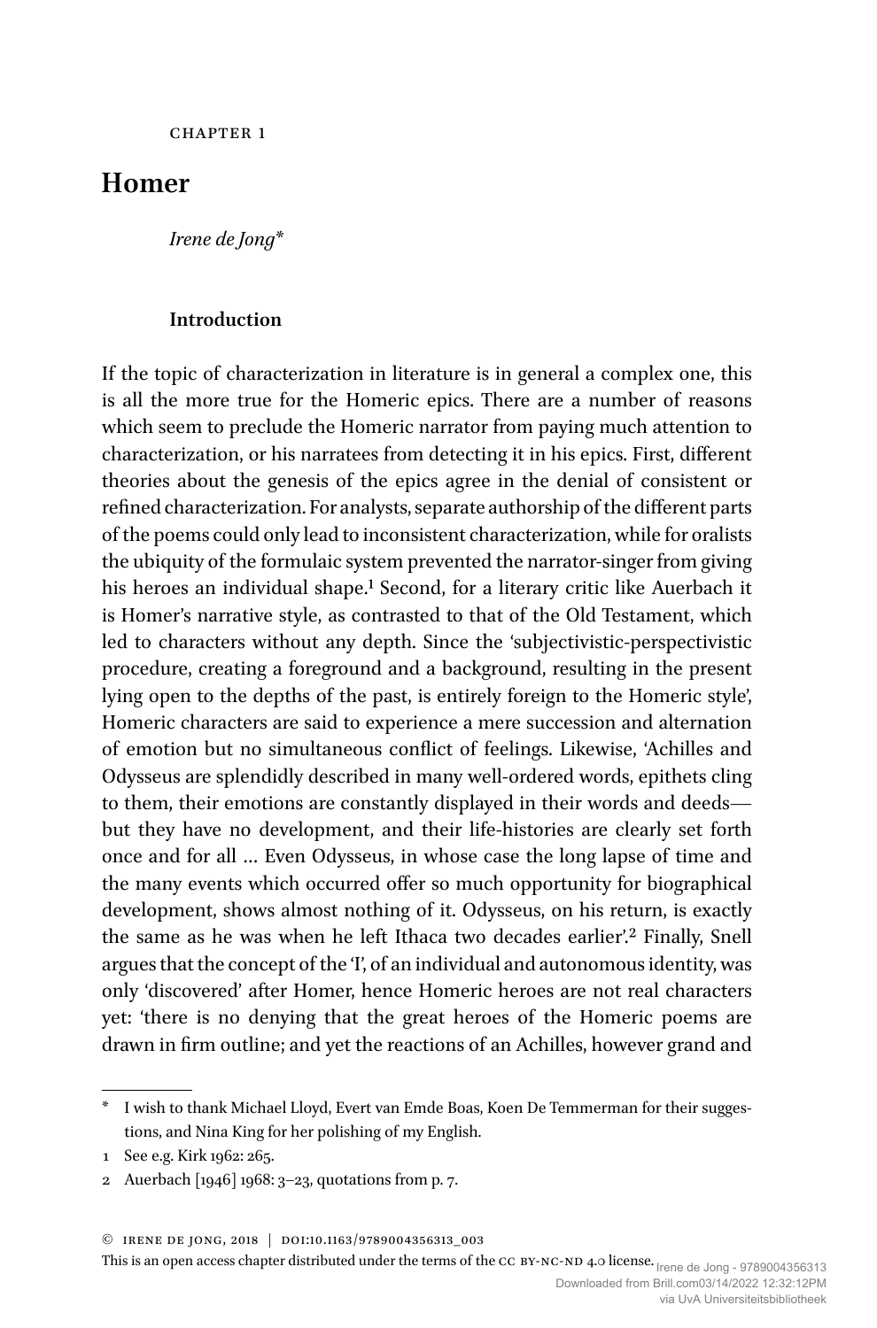CHAPTER 1

# Homer

*Irene de Jong**

## Introduction

If the topic of characterization in literature is in general a complex one, this is all the more true for the Homeric epics. There are a number of reasons which seem to preclude the Homeric narrator from paying much attention to characterization, or his narratees from detecting it in his epics. First, different theories about the genesis of the epics agree in the denial of consistent or refined characterization. For analysts, separate authorship of the different parts of the poems could only lead to inconsistent characterization, while for oralists the ubiquity of the formulaic system prevented the narrator-singer from giving his heroes an individual shape.[1] Second, for a literary critic like Auerbach it is Homer's narrative style, as contrasted to that of the Old Testament, which led to characters without any depth. Since the 'subjectivistic-perspectivistic procedure, creating a foreground and a background, resulting in the present lying open to the depths of the past, is entirely foreign to the Homeric style', Homeric characters are said to experience a mere succession and alternation of emotion but no simultaneous conflict of feelings. Likewise, 'Achilles and Odysseus are splendidly described in many well-ordered words, epithets cling to them, their emotions are constantly displayed in their words and deeds—but they have no development, and their life-histories are clearly set forth once and for all … Even Odysseus, in whose case the long lapse of time and the many events which occurred offer so much opportunity for biographical development, shows almost nothing of it. Odysseus, on his return, is exactly the same as he was when he left Ithaca two decades earlier'.[2] Finally, Snell argues that the concept of the 'I', of an individual and autonomous identity, was only 'discovered' after Homer, hence Homeric heroes are not real characters yet: 'there is no denying that the great heroes of the Homeric poems are drawn in firm outline; and yet the reactions of an Achilles, however grand and

---

\* I wish to thank Michael Lloyd, Evert van Emde Boas, Koen De Temmerman for their suggestions, and Nina King for her polishing of my English.

1 See e.g. Kirk 1962: 265.

2 Auerbach [1946] 1968: 3–23, quotations from p. 7.

© IRENE DE JONG, 2018 | DOI:10.1163/9789004356313_003
This is an open access chapter distributed under the terms of the CC BY-NC-ND 4.0 license.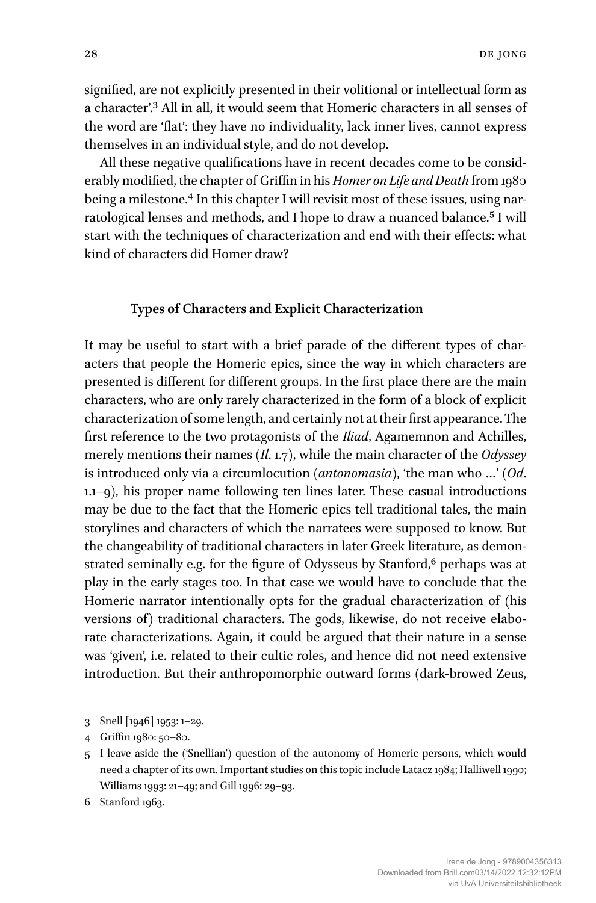signified, are not explicitly presented in their volitional or intellectual form as a character'.[3] All in all, it would seem that Homeric characters in all senses of the word are 'flat': they have no individuality, lack inner lives, cannot express themselves in an individual style, and do not develop.

All these negative qualifications have in recent decades come to be considerably modified, the chapter of Griffin in his *Homer on Life and Death* from 1980 being a milestone.[4] In this chapter I will revisit most of these issues, using narratological lenses and methods, and I hope to draw a nuanced balance.[5] I will start with the techniques of characterization and end with their effects: what kind of characters did Homer draw?

## Types of Characters and Explicit Characterization

It may be useful to start with a brief parade of the different types of characters that people the Homeric epics, since the way in which characters are presented is different for different groups. In the first place there are the main characters, who are only rarely characterized in the form of a block of explicit characterization of some length, and certainly not at their first appearance. The first reference to the two protagonists of the *Iliad*, Agamemnon and Achilles, merely mentions their names (*Il.* 1.7), while the main character of the *Odyssey* is introduced only via a circumlocution (*antonomasia*), 'the man who …' (*Od.* 1.1–9), his proper name following ten lines later. These casual introductions may be due to the fact that the Homeric epics tell traditional tales, the main storylines and characters of which the narratees were supposed to know. But the changeability of traditional characters in later Greek literature, as demonstrated seminally e.g. for the figure of Odysseus by Stanford,[6] perhaps was at play in the early stages too. In that case we would have to conclude that the Homeric narrator intentionally opts for the gradual characterization of (his versions of) traditional characters. The gods, likewise, do not receive elaborate characterizations. Again, it could be argued that their nature in a sense was 'given', i.e. related to their cultic roles, and hence did not need extensive introduction. But their anthropomorphic outward forms (dark-browed Zeus,

---

3 Snell [1946] 1953: 1–29.

4 Griffin 1980: 50–80.

5 I leave aside the ('Snellian') question of the autonomy of Homeric persons, which would need a chapter of its own. Important studies on this topic include Latacz 1984; Halliwell 1990; Williams 1993: 21–49; and Gill 1996: 29–93.

6 Stanford 1963.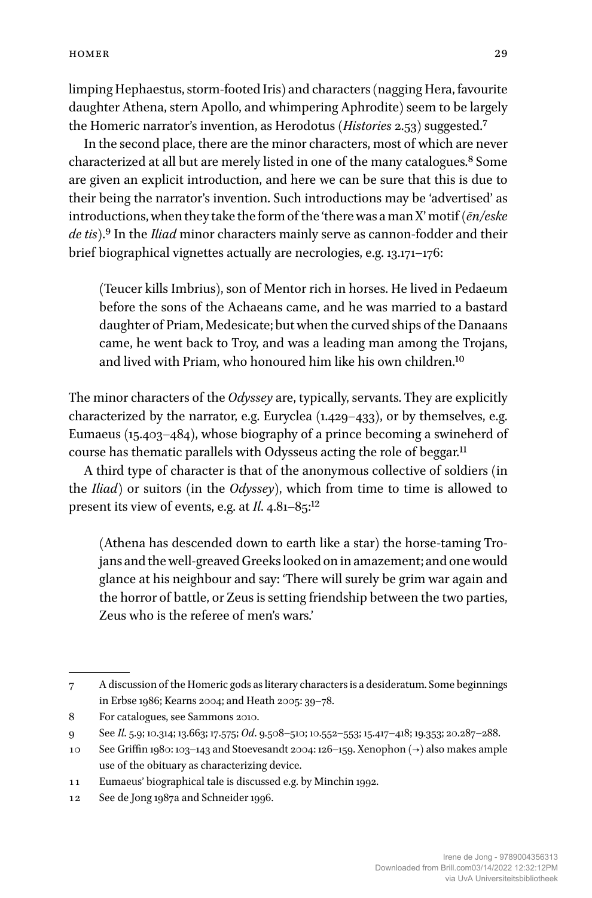limping Hephaestus, storm-footed Iris) and characters (nagging Hera, favourite daughter Athena, stern Apollo, and whimpering Aphrodite) seem to be largely the Homeric narrator's invention, as Herodotus (*Histories* 2.53) suggested.[7]

In the second place, there are the minor characters, most of which are never characterized at all but are merely listed in one of the many catalogues.[8] Some are given an explicit introduction, and here we can be sure that this is due to their being the narrator's invention. Such introductions may be 'advertised' as introductions, when they take the form of the 'there was a man X' motif (*ēn/eske de tis*).[9] In the *Iliad* minor characters mainly serve as cannon-fodder and their brief biographical vignettes actually are necrologies, e.g. 13.171–176:

> (Teucer kills Imbrius), son of Mentor rich in horses. He lived in Pedaeum before the sons of the Achaeans came, and he was married to a bastard daughter of Priam, Medesicate; but when the curved ships of the Danaans came, he went back to Troy, and was a leading man among the Trojans, and lived with Priam, who honoured him like his own children.[10]

The minor characters of the *Odyssey* are, typically, servants. They are explicitly characterized by the narrator, e.g. Euryclea (1.429–433), or by themselves, e.g. Eumaeus (15.403–484), whose biography of a prince becoming a swineherd of course has thematic parallels with Odysseus acting the role of beggar.[11]

A third type of character is that of the anonymous collective of soldiers (in the *Iliad*) or suitors (in the *Odyssey*), which from time to time is allowed to present its view of events, e.g. at *Il*. 4.81–85:[12]

> (Athena has descended down to earth like a star) the horse-taming Trojans and the well-greaved Greeks looked on in amazement; and one would glance at his neighbour and say: 'There will surely be grim war again and the horror of battle, or Zeus is setting friendship between the two parties, Zeus who is the referee of men's wars.'

---

7 A discussion of the Homeric gods as literary characters is a desideratum. Some beginnings in Erbse 1986; Kearns 2004; and Heath 2005: 39–78.

8 For catalogues, see Sammons 2010.

9 See *Il*. 5.9; 10.314; 13.663; 17.575; *Od*. 9.508–510; 10.552–553; 15.417–418; 19.353; 20.287–288.

10 See Griffin 1980: 103–143 and Stoevesandt 2004: 126–159. Xenophon (→) also makes ample use of the obituary as characterizing device.

11 Eumaeus' biographical tale is discussed e.g. by Minchin 1992.

12 See de Jong 1987a and Schneider 1996.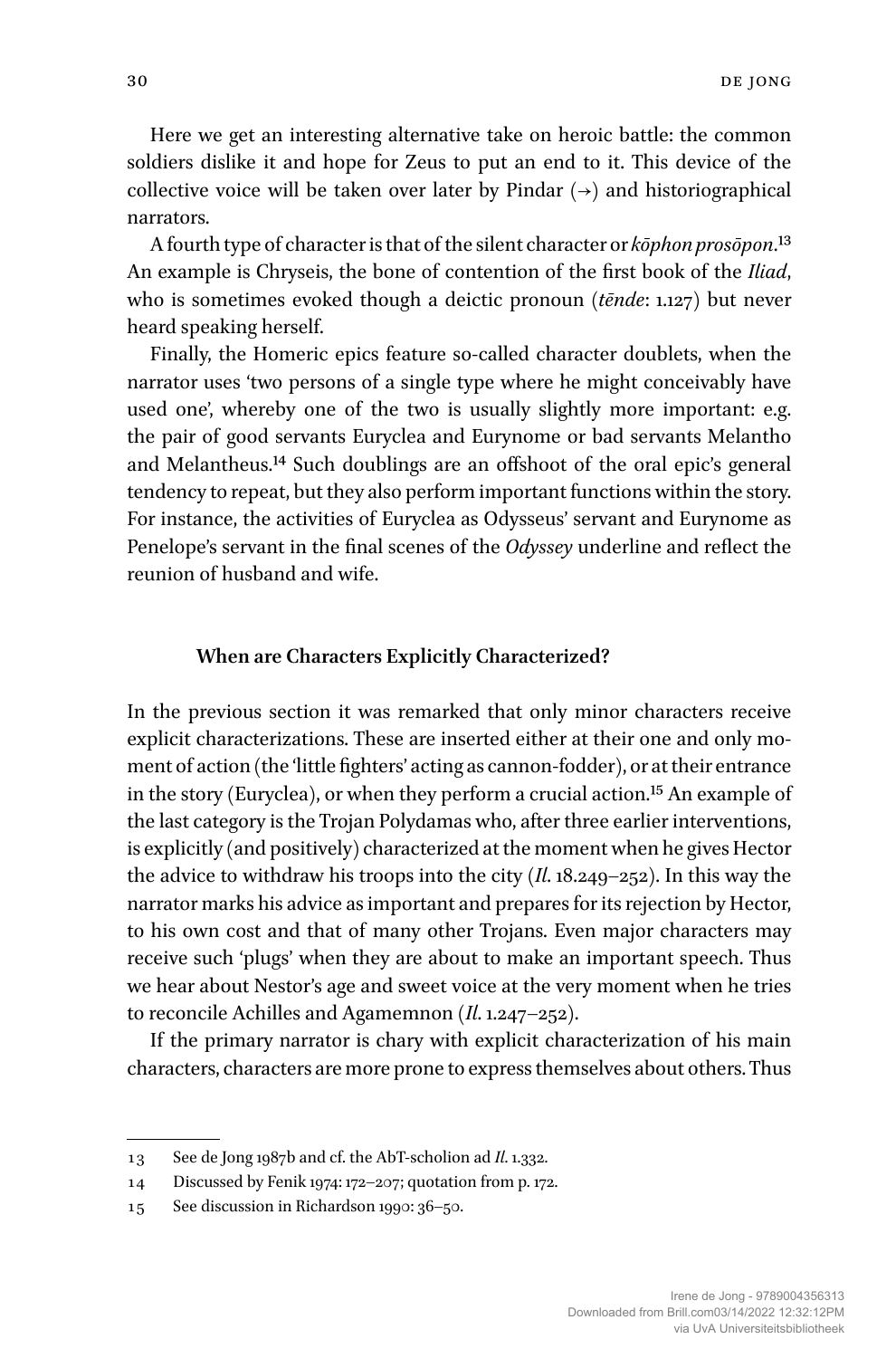Here we get an interesting alternative take on heroic battle: the common soldiers dislike it and hope for Zeus to put an end to it. This device of the collective voice will be taken over later by Pindar (→) and historiographical narrators.

A fourth type of character is that of the silent character or *kōphon prosōpon*.[13] An example is Chryseis, the bone of contention of the first book of the *Iliad*, who is sometimes evoked though a deictic pronoun (*tēnde*: 1.127) but never heard speaking herself.

Finally, the Homeric epics feature so-called character doublets, when the narrator uses 'two persons of a single type where he might conceivably have used one', whereby one of the two is usually slightly more important: e.g. the pair of good servants Euryclea and Eurynome or bad servants Melantho and Melantheus.[14] Such doublings are an offshoot of the oral epic's general tendency to repeat, but they also perform important functions within the story. For instance, the activities of Euryclea as Odysseus' servant and Eurynome as Penelope's servant in the final scenes of the *Odyssey* underline and reflect the reunion of husband and wife.

## When are Characters Explicitly Characterized?

In the previous section it was remarked that only minor characters receive explicit characterizations. These are inserted either at their one and only moment of action (the 'little fighters' acting as cannon-fodder), or at their entrance in the story (Euryclea), or when they perform a crucial action.[15] An example of the last category is the Trojan Polydamas who, after three earlier interventions, is explicitly (and positively) characterized at the moment when he gives Hector the advice to withdraw his troops into the city (*Il*. 18.249–252). In this way the narrator marks his advice as important and prepares for its rejection by Hector, to his own cost and that of many other Trojans. Even major characters may receive such 'plugs' when they are about to make an important speech. Thus we hear about Nestor's age and sweet voice at the very moment when he tries to reconcile Achilles and Agamemnon (*Il*. 1.247–252).

If the primary narrator is chary with explicit characterization of his main characters, characters are more prone to express themselves about others. Thus

---

13 See de Jong 1987b and cf. the AbT-scholion ad *Il*. 1.332.

14 Discussed by Fenik 1974: 172–207; quotation from p. 172.

15 See discussion in Richardson 1990: 36–50.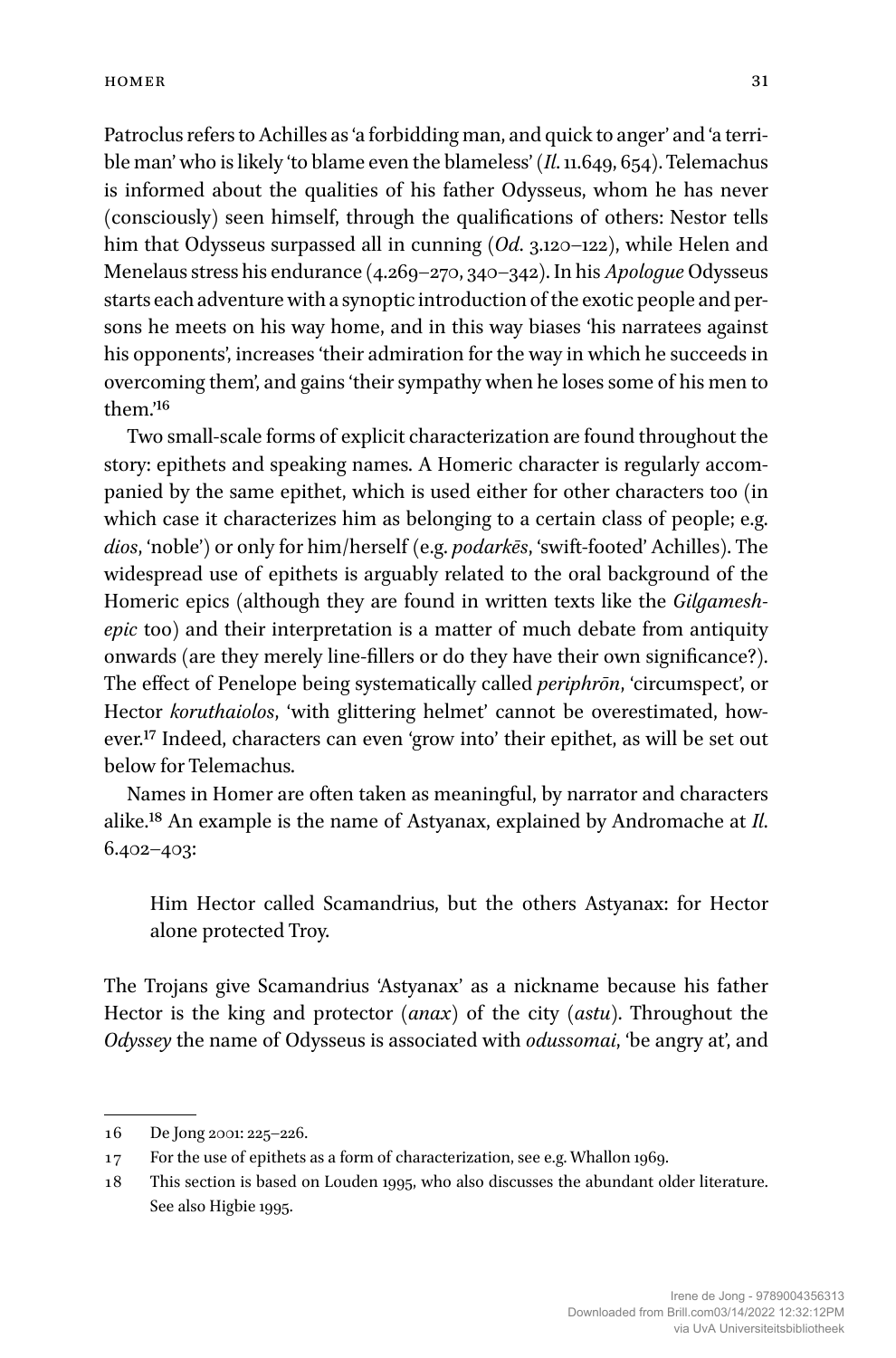Patroclus refers to Achilles as 'a forbidding man, and quick to anger' and 'a terrible man' who is likely 'to blame even the blameless' (*Il.* 11.649, 654). Telemachus is informed about the qualities of his father Odysseus, whom he has never (consciously) seen himself, through the qualifications of others: Nestor tells him that Odysseus surpassed all in cunning (*Od.* 3.120–122), while Helen and Menelaus stress his endurance (4.269–270, 340–342). In his *Apologue* Odysseus starts each adventure with a synoptic introduction of the exotic people and persons he meets on his way home, and in this way biases 'his narratees against his opponents', increases 'their admiration for the way in which he succeeds in overcoming them', and gains 'their sympathy when he loses some of his men to them.'[16]

Two small-scale forms of explicit characterization are found throughout the story: epithets and speaking names. A Homeric character is regularly accompanied by the same epithet, which is used either for other characters too (in which case it characterizes him as belonging to a certain class of people; e.g. *dios*, 'noble') or only for him/herself (e.g. *podarkēs*, 'swift-footed' Achilles). The widespread use of epithets is arguably related to the oral background of the Homeric epics (although they are found in written texts like the *Gilgamesh-epic* too) and their interpretation is a matter of much debate from antiquity onwards (are they merely line-fillers or do they have their own significance?). The effect of Penelope being systematically called *periphrōn*, 'circumspect', or Hector *koruthaiolos*, 'with glittering helmet' cannot be overestimated, however.[17] Indeed, characters can even 'grow into' their epithet, as will be set out below for Telemachus.

Names in Homer are often taken as meaningful, by narrator and characters alike.[18] An example is the name of Astyanax, explained by Andromache at *Il.* 6.402–403:

> Him Hector called Scamandrius, but the others Astyanax: for Hector alone protected Troy.

The Trojans give Scamandrius 'Astyanax' as a nickname because his father Hector is the king and protector (*anax*) of the city (*astu*). Throughout the *Odyssey* the name of Odysseus is associated with *odussomai*, 'be angry at', and

---

16 De Jong 2001: 225–226.

17 For the use of epithets as a form of characterization, see e.g. Whallon 1969.

18 This section is based on Louden 1995, who also discusses the abundant older literature. See also Higbie 1995.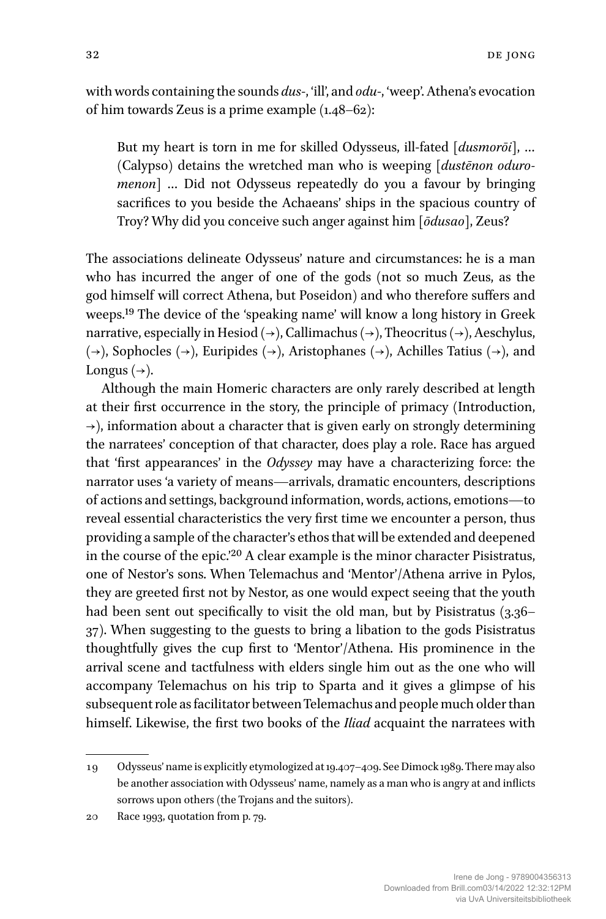with words containing the sounds *dus-*, 'ill', and *odu-*, 'weep'. Athena's evocation of him towards Zeus is a prime example (1.48–62):

> But my heart is torn in me for skilled Odysseus, ill-fated [*dusmorōi*], … (Calypso) detains the wretched man who is weeping [*dustēnon oduromenon*] … Did not Odysseus repeatedly do you a favour by bringing sacrifices to you beside the Achaeans' ships in the spacious country of Troy? Why did you conceive such anger against him [*ōdusao*], Zeus?

The associations delineate Odysseus' nature and circumstances: he is a man who has incurred the anger of one of the gods (not so much Zeus, as the god himself will correct Athena, but Poseidon) and who therefore suffers and weeps.[19] The device of the 'speaking name' will know a long history in Greek narrative, especially in Hesiod (→), Callimachus (→), Theocritus (→), Aeschylus, (→), Sophocles (→), Euripides (→), Aristophanes (→), Achilles Tatius (→), and Longus (→).

Although the main Homeric characters are only rarely described at length at their first occurrence in the story, the principle of primacy (Introduction, →), information about a character that is given early on strongly determining the narratees' conception of that character, does play a role. Race has argued that 'first appearances' in the *Odyssey* may have a characterizing force: the narrator uses 'a variety of means—arrivals, dramatic encounters, descriptions of actions and settings, background information, words, actions, emotions—to reveal essential characteristics the very first time we encounter a person, thus providing a sample of the character's ethos that will be extended and deepened in the course of the epic.'[20] A clear example is the minor character Pisistratus, one of Nestor's sons. When Telemachus and 'Mentor'/Athena arrive in Pylos, they are greeted first not by Nestor, as one would expect seeing that the youth had been sent out specifically to visit the old man, but by Pisistratus (3.36–37). When suggesting to the guests to bring a libation to the gods Pisistratus thoughtfully gives the cup first to 'Mentor'/Athena. His prominence in the arrival scene and tactfulness with elders single him out as the one who will accompany Telemachus on his trip to Sparta and it gives a glimpse of his subsequent role as facilitator between Telemachus and people much older than himself. Likewise, the first two books of the *Iliad* acquaint the narratees with

---

19 Odysseus' name is explicitly etymologized at 19.407–409. See Dimock 1989. There may also be another association with Odysseus' name, namely as a man who is angry at and inflicts sorrows upon others (the Trojans and the suitors).

20 Race 1993, quotation from p. 79.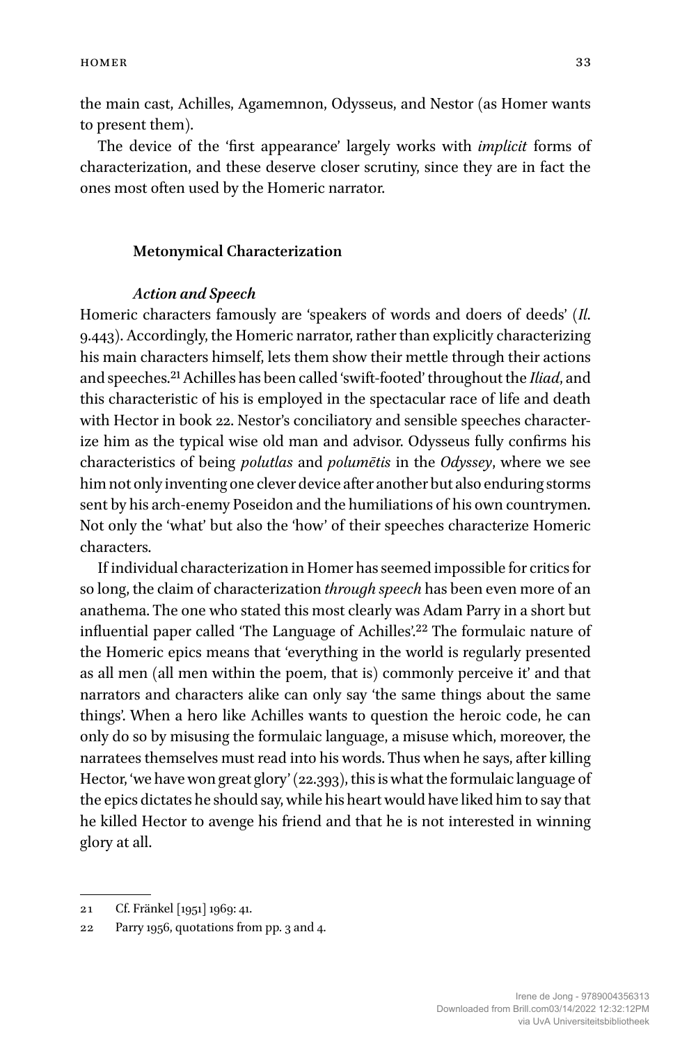the main cast, Achilles, Agamemnon, Odysseus, and Nestor (as Homer wants to present them).

The device of the 'first appearance' largely works with *implicit* forms of characterization, and these deserve closer scrutiny, since they are in fact the ones most often used by the Homeric narrator.

## Metonymical Characterization

### *Action and Speech*

Homeric characters famously are 'speakers of words and doers of deeds' (*Il.* 9.443). Accordingly, the Homeric narrator, rather than explicitly characterizing his main characters himself, lets them show their mettle through their actions and speeches.[21] Achilles has been called 'swift-footed' throughout the *Iliad*, and this characteristic of his is employed in the spectacular race of life and death with Hector in book 22. Nestor's conciliatory and sensible speeches characterize him as the typical wise old man and advisor. Odysseus fully confirms his characteristics of being *polutlas* and *polumētis* in the *Odyssey*, where we see him not only inventing one clever device after another but also enduring storms sent by his arch-enemy Poseidon and the humiliations of his own countrymen. Not only the 'what' but also the 'how' of their speeches characterize Homeric characters.

If individual characterization in Homer has seemed impossible for critics for so long, the claim of characterization *through speech* has been even more of an anathema. The one who stated this most clearly was Adam Parry in a short but influential paper called 'The Language of Achilles'.[22] The formulaic nature of the Homeric epics means that 'everything in the world is regularly presented as all men (all men within the poem, that is) commonly perceive it' and that narrators and characters alike can only say 'the same things about the same things'. When a hero like Achilles wants to question the heroic code, he can only do so by misusing the formulaic language, a misuse which, moreover, the narratees themselves must read into his words. Thus when he says, after killing Hector, 'we have won great glory' (22.393), this is what the formulaic language of the epics dictates he should say, while his heart would have liked him to say that he killed Hector to avenge his friend and that he is not interested in winning glory at all.

---

21 Cf. Fränkel [1951] 1969: 41.

22 Parry 1956, quotations from pp. 3 and 4.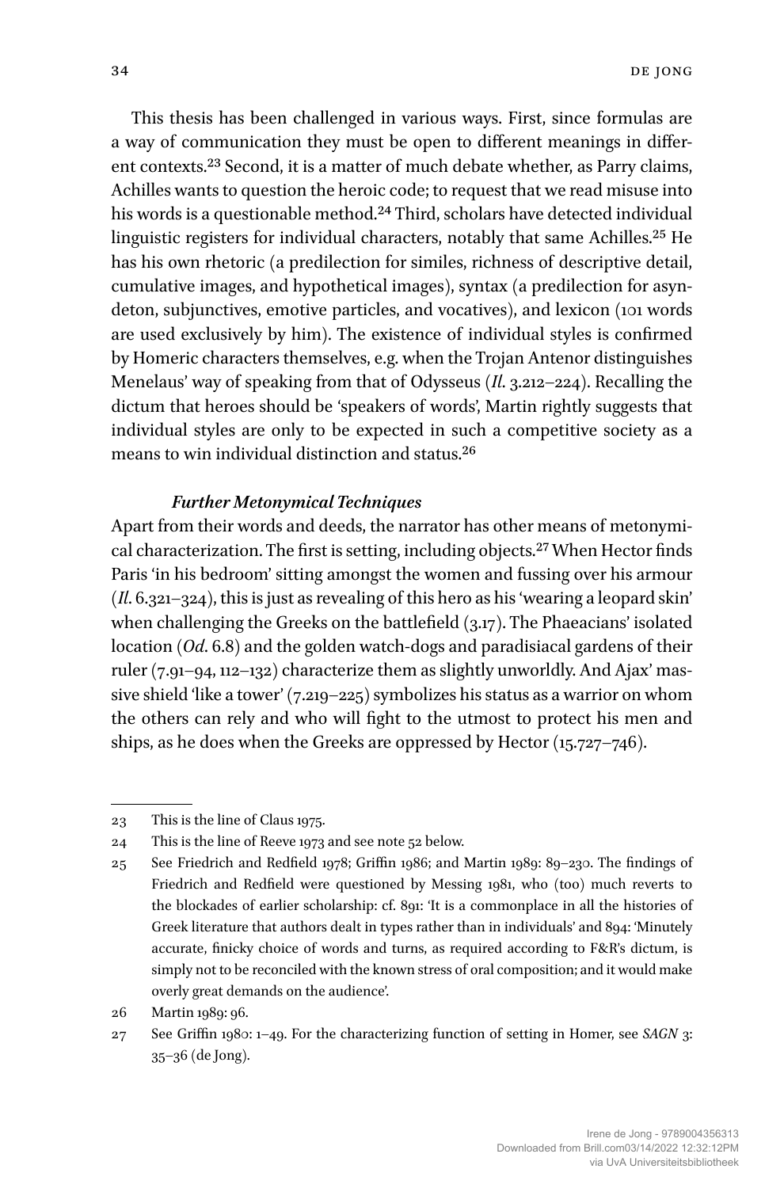This thesis has been challenged in various ways. First, since formulas are a way of communication they must be open to different meanings in different contexts.[23] Second, it is a matter of much debate whether, as Parry claims, Achilles wants to question the heroic code; to request that we read misuse into his words is a questionable method.[24] Third, scholars have detected individual linguistic registers for individual characters, notably that same Achilles.[25] He has his own rhetoric (a predilection for similes, richness of descriptive detail, cumulative images, and hypothetical images), syntax (a predilection for asyndeton, subjunctives, emotive particles, and vocatives), and lexicon (101 words are used exclusively by him). The existence of individual styles is confirmed by Homeric characters themselves, e.g. when the Trojan Antenor distinguishes Menelaus' way of speaking from that of Odysseus (*Il.* 3.212–224). Recalling the dictum that heroes should be 'speakers of words', Martin rightly suggests that individual styles are only to be expected in such a competitive society as a means to win individual distinction and status.[26]

### *Further Metonymical Techniques*

Apart from their words and deeds, the narrator has other means of metonymical characterization. The first is setting, including objects.[27] When Hector finds Paris 'in his bedroom' sitting amongst the women and fussing over his armour (*Il.* 6.321–324), this is just as revealing of this hero as his 'wearing a leopard skin' when challenging the Greeks on the battlefield (3.17). The Phaeacians' isolated location (*Od.* 6.8) and the golden watch-dogs and paradisiacal gardens of their ruler (7.91–94, 112–132) characterize them as slightly unworldly. And Ajax' massive shield 'like a tower' (7.219–225) symbolizes his status as a warrior on whom the others can rely and who will fight to the utmost to protect his men and ships, as he does when the Greeks are oppressed by Hector (15.727–746).

---

23 This is the line of Claus 1975.

24 This is the line of Reeve 1973 and see note 52 below.

25 See Friedrich and Redfield 1978; Griffin 1986; and Martin 1989: 89–230. The findings of Friedrich and Redfield were questioned by Messing 1981, who (too) much reverts to the blockades of earlier scholarship: cf. 891: 'It is a commonplace in all the histories of Greek literature that authors dealt in types rather than in individuals' and 894: 'Minutely accurate, finicky choice of words and turns, as required according to F&R's dictum, is simply not to be reconciled with the known stress of oral composition; and it would make overly great demands on the audience'.

26 Martin 1989: 96.

27 See Griffin 1980: 1–49. For the characterizing function of setting in Homer, see *SAGN* 3: 35–36 (de Jong).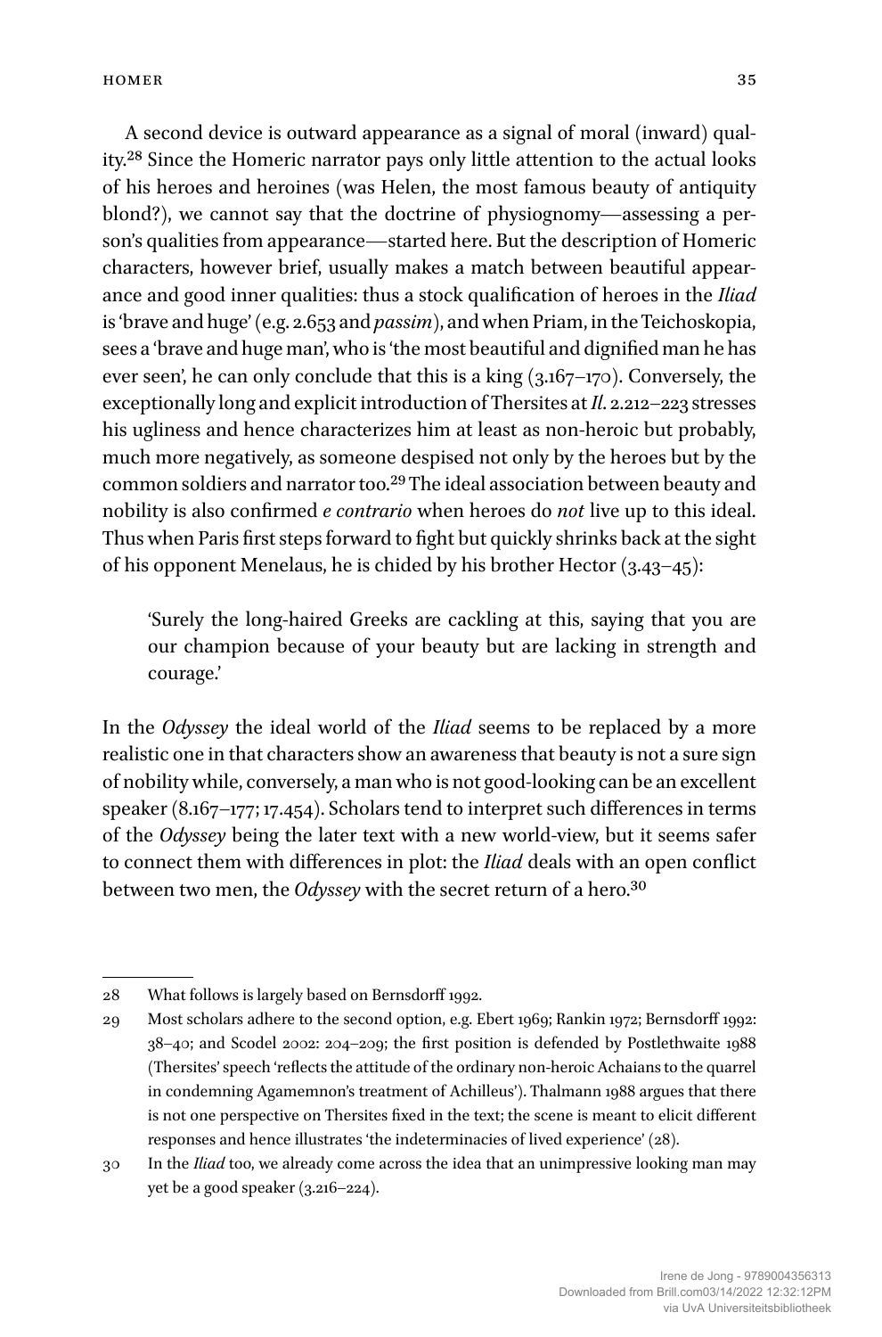A second device is outward appearance as a signal of moral (inward) quality.[28] Since the Homeric narrator pays only little attention to the actual looks of his heroes and heroines (was Helen, the most famous beauty of antiquity blond?), we cannot say that the doctrine of physiognomy—assessing a person's qualities from appearance—started here. But the description of Homeric characters, however brief, usually makes a match between beautiful appearance and good inner qualities: thus a stock qualification of heroes in the *Iliad* is 'brave and huge' (e.g. 2.653 and *passim*), and when Priam, in the Teichoskopia, sees a 'brave and huge man', who is 'the most beautiful and dignified man he has ever seen', he can only conclude that this is a king (3.167–170). Conversely, the exceptionally long and explicit introduction of Thersites at *Il.* 2.212–223 stresses his ugliness and hence characterizes him at least as non-heroic but probably, much more negatively, as someone despised not only by the heroes but by the common soldiers and narrator too.[29] The ideal association between beauty and nobility is also confirmed *e contrario* when heroes do *not* live up to this ideal. Thus when Paris first steps forward to fight but quickly shrinks back at the sight of his opponent Menelaus, he is chided by his brother Hector (3.43–45):

> 'Surely the long-haired Greeks are cackling at this, saying that you are our champion because of your beauty but are lacking in strength and courage.'

In the *Odyssey* the ideal world of the *Iliad* seems to be replaced by a more realistic one in that characters show an awareness that beauty is not a sure sign of nobility while, conversely, a man who is not good-looking can be an excellent speaker (8.167–177; 17.454). Scholars tend to interpret such differences in terms of the *Odyssey* being the later text with a new world-view, but it seems safer to connect them with differences in plot: the *Iliad* deals with an open conflict between two men, the *Odyssey* with the secret return of a hero.[30]

---

28 What follows is largely based on Bernsdorff 1992.

29 Most scholars adhere to the second option, e.g. Ebert 1969; Rankin 1972; Bernsdorff 1992: 38–40; and Scodel 2002: 204–209; the first position is defended by Postlethwaite 1988 (Thersites' speech 'reflects the attitude of the ordinary non-heroic Achaians to the quarrel in condemning Agamemnon's treatment of Achilleus'). Thalmann 1988 argues that there is not one perspective on Thersites fixed in the text; the scene is meant to elicit different responses and hence illustrates 'the indeterminacies of lived experience' (28).

30 In the *Iliad* too, we already come across the idea that an unimpressive looking man may yet be a good speaker (3.216–224).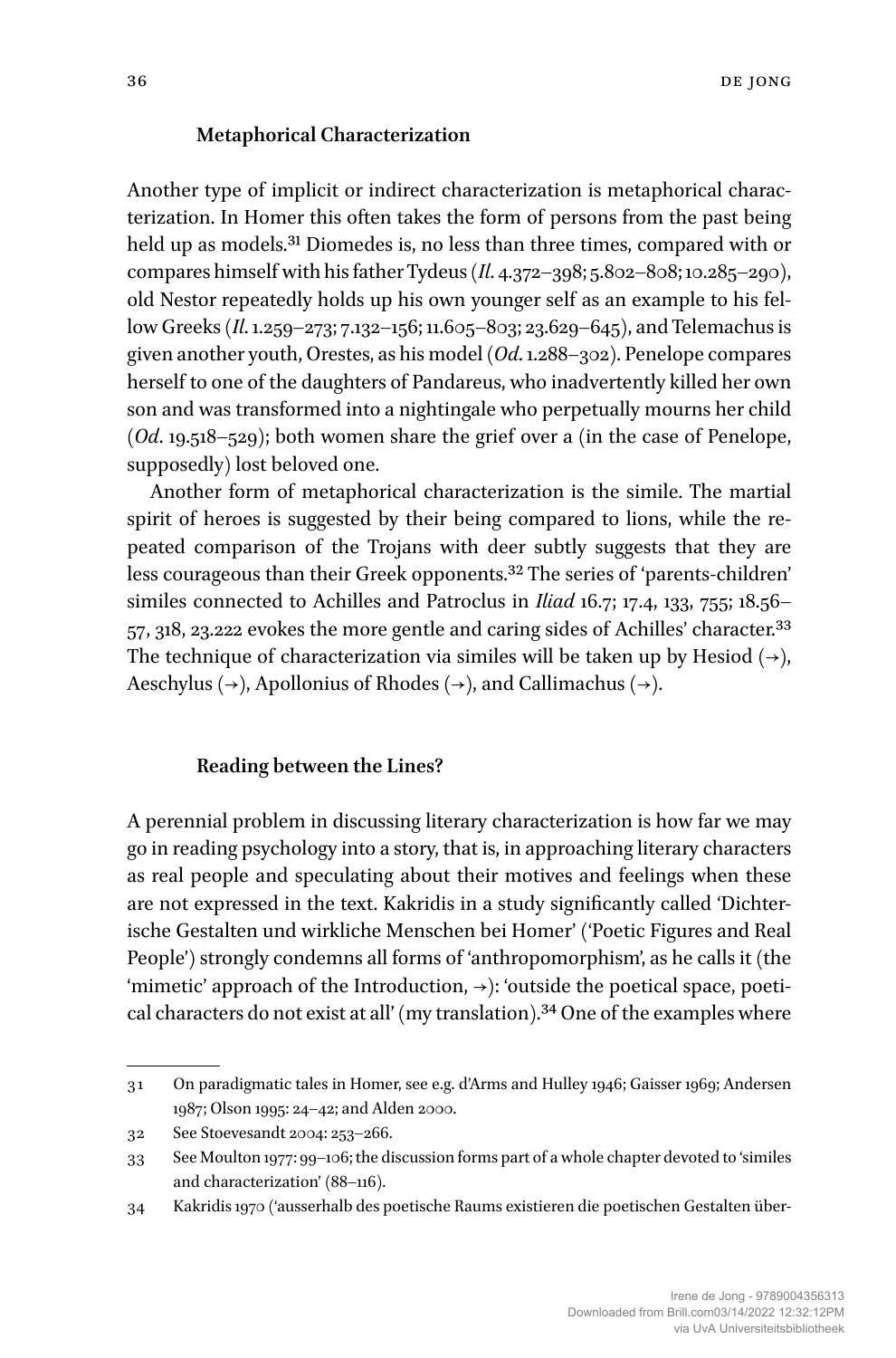### Metaphorical Characterization

Another type of implicit or indirect characterization is metaphorical characterization. In Homer this often takes the form of persons from the past being held up as models.[31] Diomedes is, no less than three times, compared with or compares himself with his father Tydeus (*Il.* 4.372–398; 5.802–808; 10.285–290), old Nestor repeatedly holds up his own younger self as an example to his fellow Greeks (*Il.* 1.259–273; 7.132–156; 11.605–803; 23.629–645), and Telemachus is given another youth, Orestes, as his model (*Od.* 1.288–302). Penelope compares herself to one of the daughters of Pandareus, who inadvertently killed her own son and was transformed into a nightingale who perpetually mourns her child (*Od.* 19.518–529); both women share the grief over a (in the case of Penelope, supposedly) lost beloved one.

Another form of metaphorical characterization is the simile. The martial spirit of heroes is suggested by their being compared to lions, while the repeated comparison of the Trojans with deer subtly suggests that they are less courageous than their Greek opponents.[32] The series of 'parents-children' similes connected to Achilles and Patroclus in *Iliad* 16.7; 17.4, 133, 755; 18.56–57, 318, 23.222 evokes the more gentle and caring sides of Achilles' character.[33] The technique of characterization via similes will be taken up by Hesiod (→), Aeschylus (→), Apollonius of Rhodes (→), and Callimachus (→).

### Reading between the Lines?

A perennial problem in discussing literary characterization is how far we may go in reading psychology into a story, that is, in approaching literary characters as real people and speculating about their motives and feelings when these are not expressed in the text. Kakridis in a study significantly called 'Dichterische Gestalten und wirkliche Menschen bei Homer' ('Poetic Figures and Real People') strongly condemns all forms of 'anthropomorphism', as he calls it (the 'mimetic' approach of the Introduction, →): 'outside the poetical space, poetical characters do not exist at all' (my translation).[34] One of the examples where

---

31 On paradigmatic tales in Homer, see e.g. d'Arms and Hulley 1946; Gaisser 1969; Andersen 1987; Olson 1995: 24–42; and Alden 2000.

32 See Stoevesandt 2004: 253–266.

33 See Moulton 1977: 99–106; the discussion forms part of a whole chapter devoted to 'similes and characterization' (88–116).

34 Kakridis 1970 ('ausserhalb des poetische Raums existieren die poetischen Gestalten über-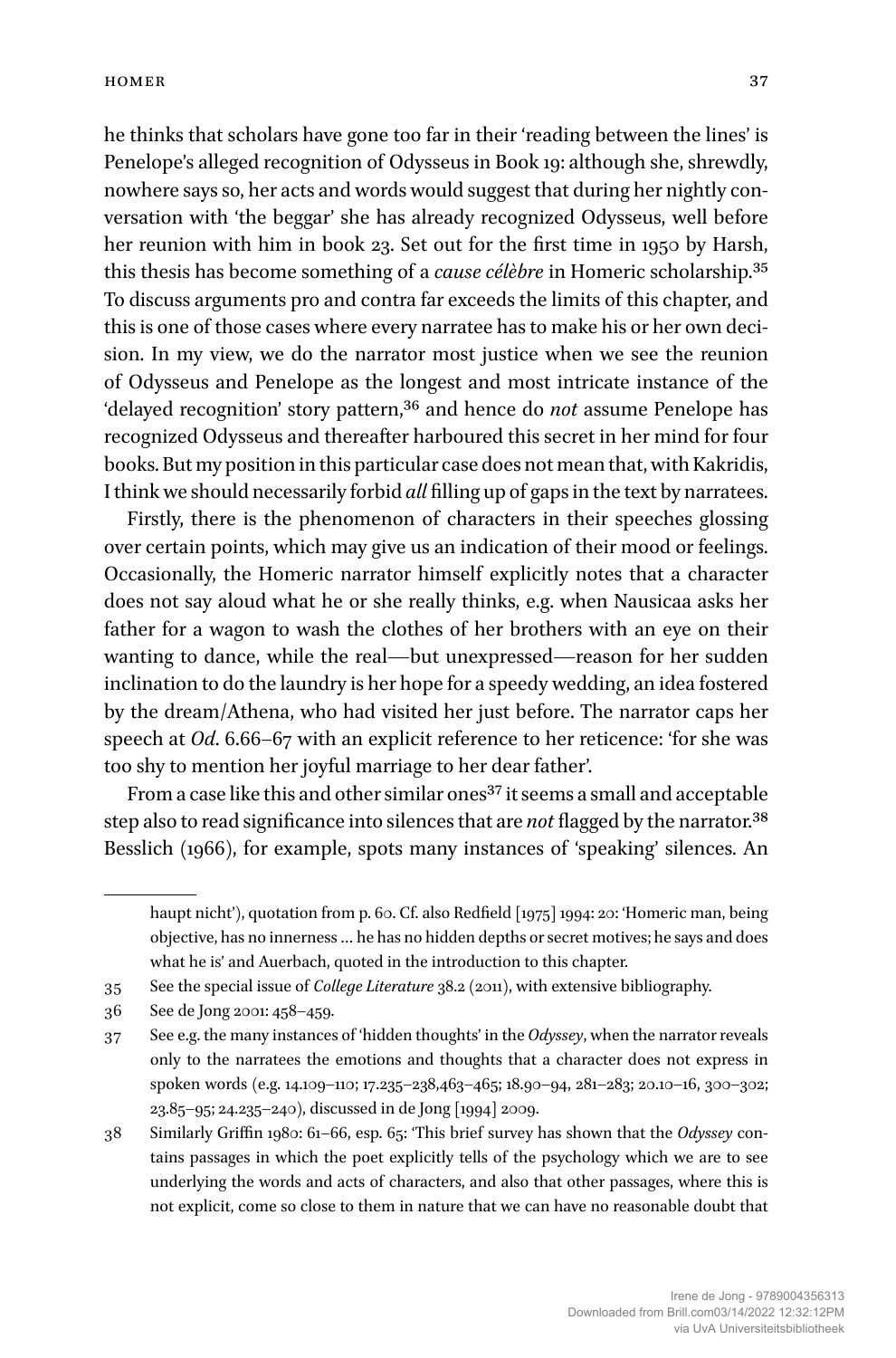he thinks that scholars have gone too far in their 'reading between the lines' is Penelope's alleged recognition of Odysseus in Book 19: although she, shrewdly, nowhere says so, her acts and words would suggest that during her nightly conversation with 'the beggar' she has already recognized Odysseus, well before her reunion with him in book 23. Set out for the first time in 1950 by Harsh, this thesis has become something of a *cause célèbre* in Homeric scholarship.[35] To discuss arguments pro and contra far exceeds the limits of this chapter, and this is one of those cases where every narratee has to make his or her own decision. In my view, we do the narrator most justice when we see the reunion of Odysseus and Penelope as the longest and most intricate instance of the 'delayed recognition' story pattern,[36] and hence do *not* assume Penelope has recognized Odysseus and thereafter harboured this secret in her mind for four books. But my position in this particular case does not mean that, with Kakridis, I think we should necessarily forbid *all* filling up of gaps in the text by narratees.

Firstly, there is the phenomenon of characters in their speeches glossing over certain points, which may give us an indication of their mood or feelings. Occasionally, the Homeric narrator himself explicitly notes that a character does not say aloud what he or she really thinks, e.g. when Nausicaa asks her father for a wagon to wash the clothes of her brothers with an eye on their wanting to dance, while the real—but unexpressed—reason for her sudden inclination to do the laundry is her hope for a speedy wedding, an idea fostered by the dream/Athena, who had visited her just before. The narrator caps her speech at *Od*. 6.66–67 with an explicit reference to her reticence: 'for she was too shy to mention her joyful marriage to her dear father'.

From a case like this and other similar ones[37] it seems a small and acceptable step also to read significance into silences that are *not* flagged by the narrator.[38] Besslich (1966), for example, spots many instances of 'speaking' silences. An

---

haupt nicht'), quotation from p. 60. Cf. also Redfield [1975] 1994: 20: 'Homeric man, being objective, has no innerness ... he has no hidden depths or secret motives; he says and does what he is' and Auerbach, quoted in the introduction to this chapter.

35 See the special issue of *College Literature* 38.2 (2011), with extensive bibliography.

36 See de Jong 2001: 458–459.

37 See e.g. the many instances of 'hidden thoughts' in the *Odyssey*, when the narrator reveals only to the narratees the emotions and thoughts that a character does not express in spoken words (e.g. 14.109–110; 17.235–238,463–465; 18.90–94, 281–283; 20.10–16, 300–302; 23.85–95; 24.235–240), discussed in de Jong [1994] 2009.

38 Similarly Griffin 1980: 61–66, esp. 65: 'This brief survey has shown that the *Odyssey* contains passages in which the poet explicitly tells of the psychology which we are to see underlying the words and acts of characters, and also that other passages, where this is not explicit, come so close to them in nature that we can have no reasonable doubt that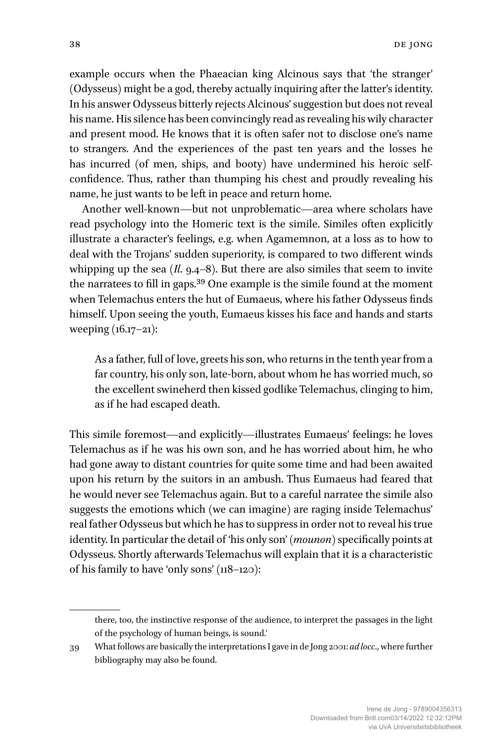example occurs when the Phaeacian king Alcinous says that 'the stranger' (Odysseus) might be a god, thereby actually inquiring after the latter's identity. In his answer Odysseus bitterly rejects Alcinous' suggestion but does not reveal his name. His silence has been convincingly read as revealing his wily character and present mood. He knows that it is often safer not to disclose one's name to strangers. And the experiences of the past ten years and the losses he has incurred (of men, ships, and booty) have undermined his heroic self-confidence. Thus, rather than thumping his chest and proudly revealing his name, he just wants to be left in peace and return home.

Another well-known—but not unproblematic—area where scholars have read psychology into the Homeric text is the simile. Similes often explicitly illustrate a character's feelings, e.g. when Agamemnon, at a loss as to how to deal with the Trojans' sudden superiority, is compared to two different winds whipping up the sea (*Il.* 9.4–8). But there are also similes that seem to invite the narratees to fill in gaps.[39] One example is the simile found at the moment when Telemachus enters the hut of Eumaeus, where his father Odysseus finds himself. Upon seeing the youth, Eumaeus kisses his face and hands and starts weeping (16.17–21):

> As a father, full of love, greets his son, who returns in the tenth year from a far country, his only son, late-born, about whom he has worried much, so the excellent swineherd then kissed godlike Telemachus, clinging to him, as if he had escaped death.

This simile foremost—and explicitly—illustrates Eumaeus' feelings: he loves Telemachus as if he was his own son, and he has worried about him, he who had gone away to distant countries for quite some time and had been awaited upon his return by the suitors in an ambush. Thus Eumaeus had feared that he would never see Telemachus again. But to a careful narratee the simile also suggests the emotions which (we can imagine) are raging inside Telemachus' real father Odysseus but which he has to suppress in order not to reveal his true identity. In particular the detail of 'his only son' (*mounon*) specifically points at Odysseus. Shortly afterwards Telemachus will explain that it is a characteristic of his family to have 'only sons' (118–120):

---

there, too, the instinctive response of the audience, to interpret the passages in the light of the psychology of human beings, is sound.'

39 What follows are basically the interpretations I gave in de Jong 2001: *ad locc.*, where further bibliography may also be found.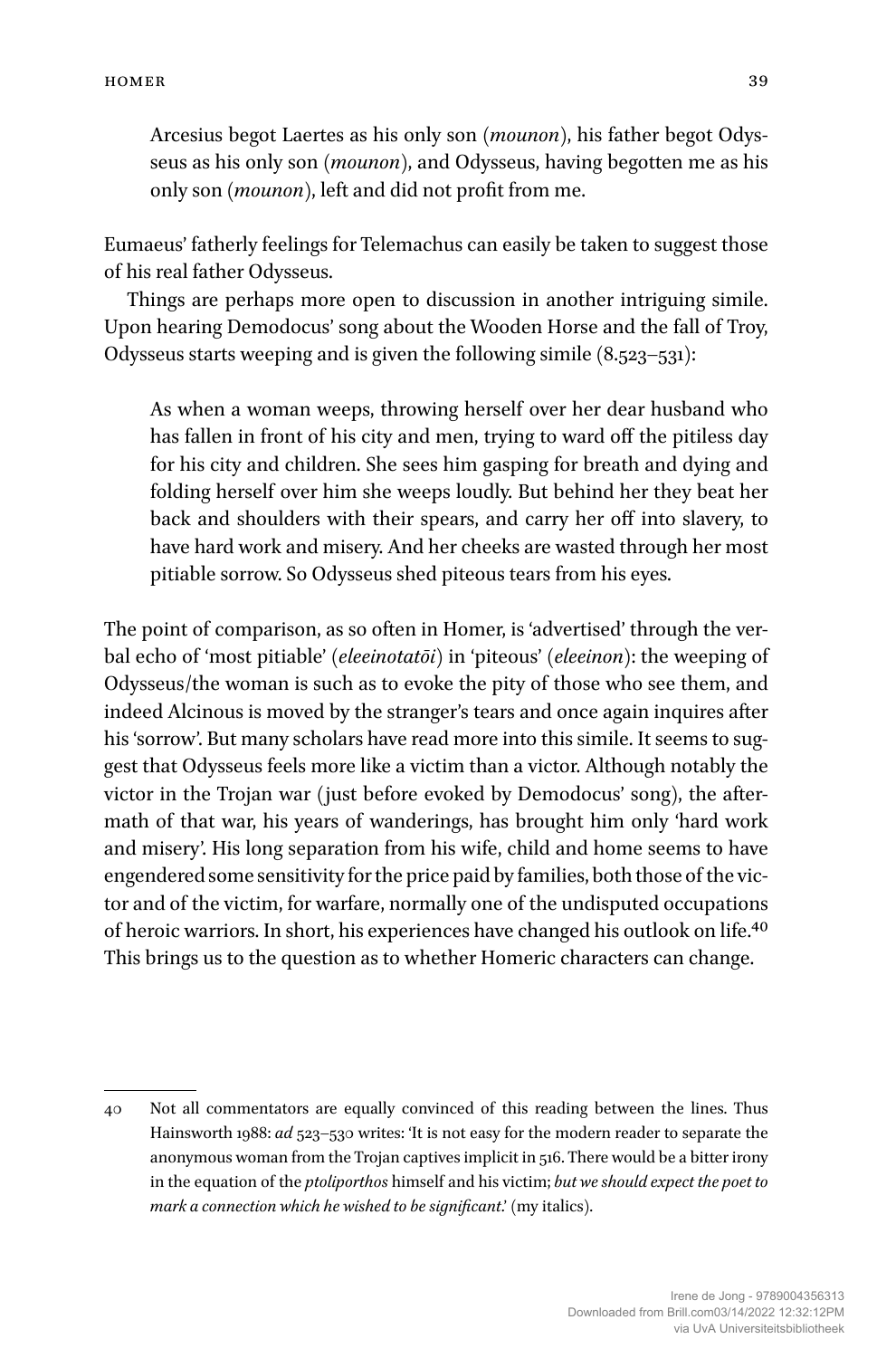> Arcesius begot Laertes as his only son (*mounon*), his father begot Odysseus as his only son (*mounon*), and Odysseus, having begotten me as his only son (*mounon*), left and did not profit from me.

Eumaeus' fatherly feelings for Telemachus can easily be taken to suggest those of his real father Odysseus.

Things are perhaps more open to discussion in another intriguing simile. Upon hearing Demodocus' song about the Wooden Horse and the fall of Troy, Odysseus starts weeping and is given the following simile (8.523–531):

> As when a woman weeps, throwing herself over her dear husband who has fallen in front of his city and men, trying to ward off the pitiless day for his city and children. She sees him gasping for breath and dying and folding herself over him she weeps loudly. But behind her they beat her back and shoulders with their spears, and carry her off into slavery, to have hard work and misery. And her cheeks are wasted through her most pitiable sorrow. So Odysseus shed piteous tears from his eyes.

The point of comparison, as so often in Homer, is 'advertised' through the verbal echo of 'most pitiable' (*eleeinotatōi*) in 'piteous' (*eleeinon*): the weeping of Odysseus/the woman is such as to evoke the pity of those who see them, and indeed Alcinous is moved by the stranger's tears and once again inquires after his 'sorrow'. But many scholars have read more into this simile. It seems to suggest that Odysseus feels more like a victim than a victor. Although notably the victor in the Trojan war (just before evoked by Demodocus' song), the aftermath of that war, his years of wanderings, has brought him only 'hard work and misery'. His long separation from his wife, child and home seems to have engendered some sensitivity for the price paid by families, both those of the victor and of the victim, for warfare, normally one of the undisputed occupations of heroic warriors. In short, his experiences have changed his outlook on life.[40] This brings us to the question as to whether Homeric characters can change.

---

40 Not all commentators are equally convinced of this reading between the lines. Thus Hainsworth 1988: *ad* 523–530 writes: 'It is not easy for the modern reader to separate the anonymous woman from the Trojan captives implicit in 516. There would be a bitter irony in the equation of the *ptoliporthos* himself and his victim; *but we should expect the poet to mark a connection which he wished to be significant*.' (my italics).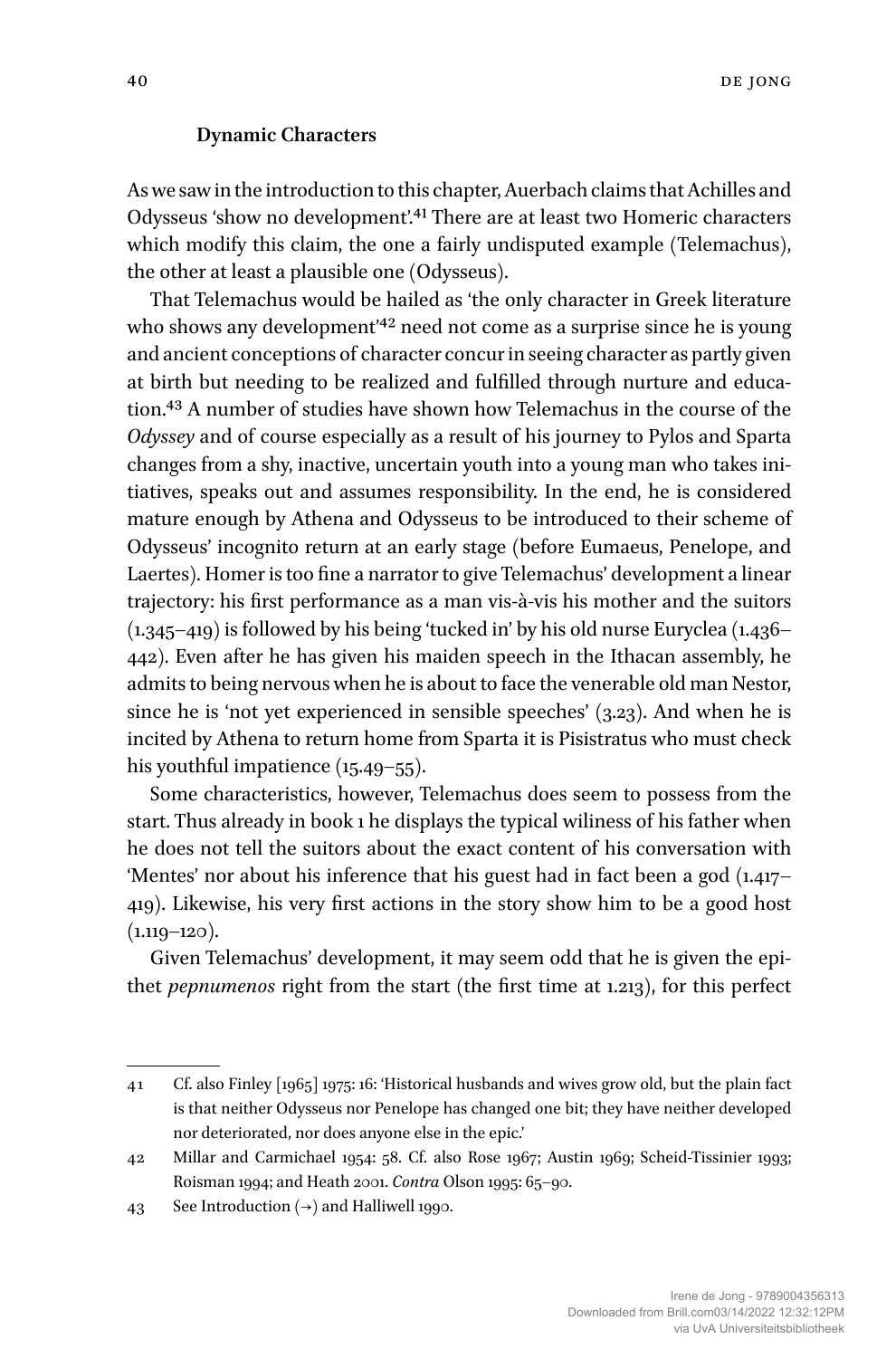### Dynamic Characters

As we saw in the introduction to this chapter, Auerbach claims that Achilles and Odysseus 'show no development'.[41] There are at least two Homeric characters which modify this claim, the one a fairly undisputed example (Telemachus), the other at least a plausible one (Odysseus).

That Telemachus would be hailed as 'the only character in Greek literature who shows any development'[42] need not come as a surprise since he is young and ancient conceptions of character concur in seeing character as partly given at birth but needing to be realized and fulfilled through nurture and education.[43] A number of studies have shown how Telemachus in the course of the *Odyssey* and of course especially as a result of his journey to Pylos and Sparta changes from a shy, inactive, uncertain youth into a young man who takes initiatives, speaks out and assumes responsibility. In the end, he is considered mature enough by Athena and Odysseus to be introduced to their scheme of Odysseus' incognito return at an early stage (before Eumaeus, Penelope, and Laertes). Homer is too fine a narrator to give Telemachus' development a linear trajectory: his first performance as a man vis-à-vis his mother and the suitors (1.345–419) is followed by his being 'tucked in' by his old nurse Euryclea (1.436–442). Even after he has given his maiden speech in the Ithacan assembly, he admits to being nervous when he is about to face the venerable old man Nestor, since he is 'not yet experienced in sensible speeches' (3.23). And when he is incited by Athena to return home from Sparta it is Pisistratus who must check his youthful impatience (15.49–55).

Some characteristics, however, Telemachus does seem to possess from the start. Thus already in book 1 he displays the typical wiliness of his father when he does not tell the suitors about the exact content of his conversation with 'Mentes' nor about his inference that his guest had in fact been a god (1.417–419). Likewise, his very first actions in the story show him to be a good host (1.119–120).

Given Telemachus' development, it may seem odd that he is given the epithet *pepnumenos* right from the start (the first time at 1.213), for this perfect

---

41 Cf. also Finley [1965] 1975: 16: 'Historical husbands and wives grow old, but the plain fact is that neither Odysseus nor Penelope has changed one bit; they have neither developed nor deteriorated, nor does anyone else in the epic.'

42 Millar and Carmichael 1954: 58. Cf. also Rose 1967; Austin 1969; Scheid-Tissinier 1993; Roisman 1994; and Heath 2001. *Contra* Olson 1995: 65–90.

43 See Introduction (→) and Halliwell 1990.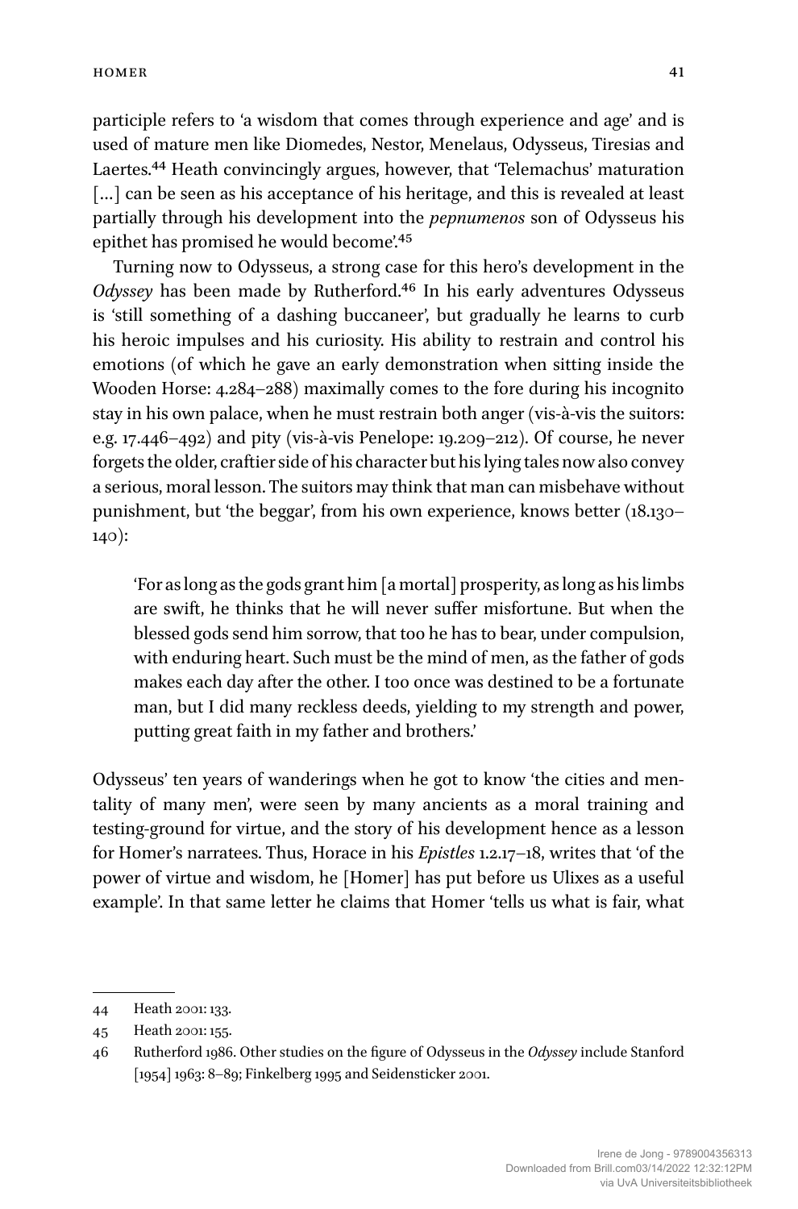participle refers to 'a wisdom that comes through experience and age' and is used of mature men like Diomedes, Nestor, Menelaus, Odysseus, Tiresias and Laertes.[44] Heath convincingly argues, however, that 'Telemachus' maturation [...] can be seen as his acceptance of his heritage, and this is revealed at least partially through his development into the *pepnumenos* son of Odysseus his epithet has promised he would become'.[45]

Turning now to Odysseus, a strong case for this hero's development in the *Odyssey* has been made by Rutherford.[46] In his early adventures Odysseus is 'still something of a dashing buccaneer', but gradually he learns to curb his heroic impulses and his curiosity. His ability to restrain and control his emotions (of which he gave an early demonstration when sitting inside the Wooden Horse: 4.284–288) maximally comes to the fore during his incognito stay in his own palace, when he must restrain both anger (vis-à-vis the suitors: e.g. 17.446–492) and pity (vis-à-vis Penelope: 19.209–212). Of course, he never forgets the older, craftier side of his character but his lying tales now also convey a serious, moral lesson. The suitors may think that man can misbehave without punishment, but 'the beggar', from his own experience, knows better (18.130–140):

> 'For as long as the gods grant him [a mortal] prosperity, as long as his limbs are swift, he thinks that he will never suffer misfortune. But when the blessed gods send him sorrow, that too he has to bear, under compulsion, with enduring heart. Such must be the mind of men, as the father of gods makes each day after the other. I too once was destined to be a fortunate man, but I did many reckless deeds, yielding to my strength and power, putting great faith in my father and brothers.'

Odysseus' ten years of wanderings when he got to know 'the cities and mentality of many men', were seen by many ancients as a moral training and testing-ground for virtue, and the story of his development hence as a lesson for Homer's narratees. Thus, Horace in his *Epistles* 1.2.17–18, writes that 'of the power of virtue and wisdom, he [Homer] has put before us Ulixes as a useful example'. In that same letter he claims that Homer 'tells us what is fair, what

---

44 Heath 2001: 133.

45 Heath 2001: 155.

46 Rutherford 1986. Other studies on the figure of Odysseus in the *Odyssey* include Stanford [1954] 1963: 8–89; Finkelberg 1995 and Seidensticker 2001.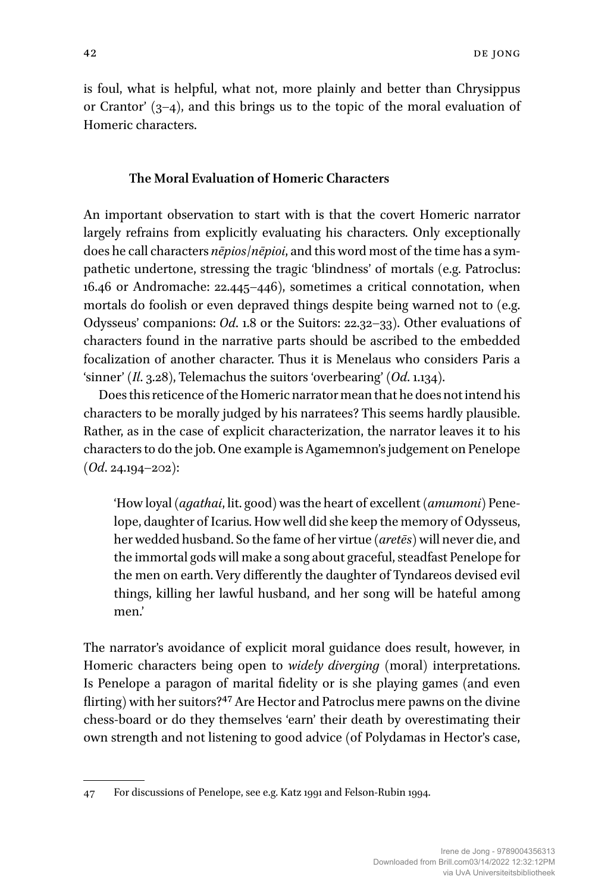is foul, what is helpful, what not, more plainly and better than Chrysippus or Crantor' (3–4), and this brings us to the topic of the moral evaluation of Homeric characters.

## The Moral Evaluation of Homeric Characters

An important observation to start with is that the covert Homeric narrator largely refrains from explicitly evaluating his characters. Only exceptionally does he call characters *nēpios*/*nēpioi*, and this word most of the time has a sympathetic undertone, stressing the tragic 'blindness' of mortals (e.g. Patroclus: 16.46 or Andromache: 22.445–446), sometimes a critical connotation, when mortals do foolish or even depraved things despite being warned not to (e.g. Odysseus' companions: *Od.* 1.8 or the Suitors: 22.32–33). Other evaluations of characters found in the narrative parts should be ascribed to the embedded focalization of another character. Thus it is Menelaus who considers Paris a 'sinner' (*Il.* 3.28), Telemachus the suitors 'overbearing' (*Od.* 1.134).

Does this reticence of the Homeric narrator mean that he does not intend his characters to be morally judged by his narratees? This seems hardly plausible. Rather, as in the case of explicit characterization, the narrator leaves it to his characters to do the job. One example is Agamemnon's judgement on Penelope (*Od.* 24.194–202):

> 'How loyal (*agathai*, lit. good) was the heart of excellent (*amumoni*) Penelope, daughter of Icarius. How well did she keep the memory of Odysseus, her wedded husband. So the fame of her virtue (*aretēs*) will never die, and the immortal gods will make a song about graceful, steadfast Penelope for the men on earth. Very differently the daughter of Tyndareos devised evil things, killing her lawful husband, and her song will be hateful among men.'

The narrator's avoidance of explicit moral guidance does result, however, in Homeric characters being open to *widely diverging* (moral) interpretations. Is Penelope a paragon of marital fidelity or is she playing games (and even flirting) with her suitors?[47] Are Hector and Patroclus mere pawns on the divine chess-board or do they themselves 'earn' their death by overestimating their own strength and not listening to good advice (of Polydamas in Hector's case,

47 For discussions of Penelope, see e.g. Katz 1991 and Felson-Rubin 1994.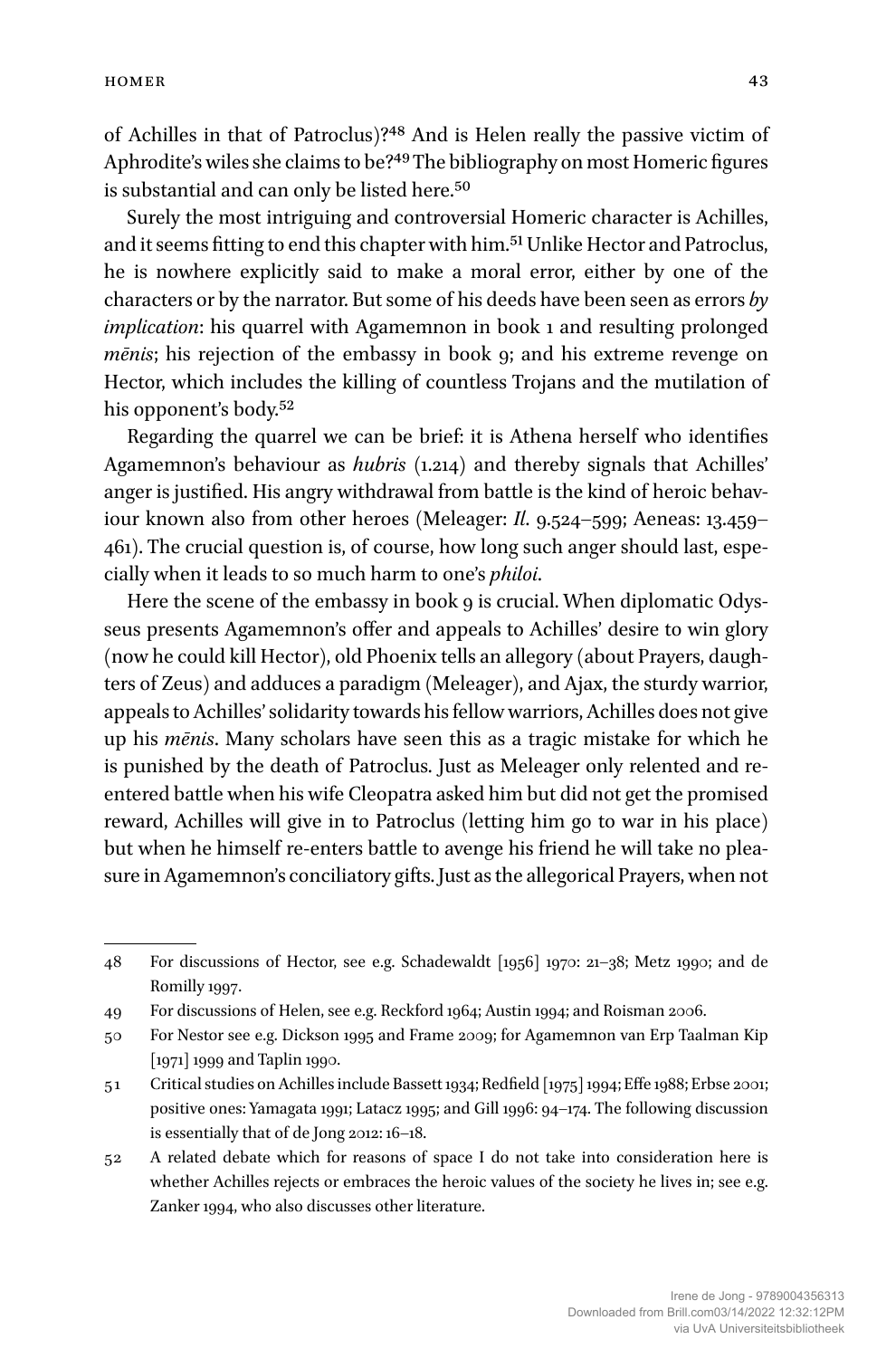of Achilles in that of Patroclus)?[48] And is Helen really the passive victim of Aphrodite's wiles she claims to be?[49] The bibliography on most Homeric figures is substantial and can only be listed here.[50]

Surely the most intriguing and controversial Homeric character is Achilles, and it seems fitting to end this chapter with him.[51] Unlike Hector and Patroclus, he is nowhere explicitly said to make a moral error, either by one of the characters or by the narrator. But some of his deeds have been seen as errors *by implication*: his quarrel with Agamemnon in book 1 and resulting prolonged *mēnis*; his rejection of the embassy in book 9; and his extreme revenge on Hector, which includes the killing of countless Trojans and the mutilation of his opponent's body.[52]

Regarding the quarrel we can be brief: it is Athena herself who identifies Agamemnon's behaviour as *hubris* (1.214) and thereby signals that Achilles' anger is justified. His angry withdrawal from battle is the kind of heroic behaviour known also from other heroes (Meleager: *Il.* 9.524–599; Aeneas: 13.459–461). The crucial question is, of course, how long such anger should last, especially when it leads to so much harm to one's *philoi*.

Here the scene of the embassy in book 9 is crucial. When diplomatic Odysseus presents Agamemnon's offer and appeals to Achilles' desire to win glory (now he could kill Hector), old Phoenix tells an allegory (about Prayers, daughters of Zeus) and adduces a paradigm (Meleager), and Ajax, the sturdy warrior, appeals to Achilles' solidarity towards his fellow warriors, Achilles does not give up his *mēnis*. Many scholars have seen this as a tragic mistake for which he is punished by the death of Patroclus. Just as Meleager only relented and re-entered battle when his wife Cleopatra asked him but did not get the promised reward, Achilles will give in to Patroclus (letting him go to war in his place) but when he himself re-enters battle to avenge his friend he will take no pleasure in Agamemnon's conciliatory gifts. Just as the allegorical Prayers, when not

---

48 For discussions of Hector, see e.g. Schadewaldt [1956] 1970: 21–38; Metz 1990; and de Romilly 1997.

49 For discussions of Helen, see e.g. Reckford 1964; Austin 1994; and Roisman 2006.

50 For Nestor see e.g. Dickson 1995 and Frame 2009; for Agamemnon van Erp Taalman Kip [1971] 1999 and Taplin 1990.

51 Critical studies on Achilles include Bassett 1934; Redfield [1975] 1994; Effe 1988; Erbse 2001; positive ones: Yamagata 1991; Latacz 1995; and Gill 1996: 94–174. The following discussion is essentially that of de Jong 2012: 16–18.

52 A related debate which for reasons of space I do not take into consideration here is whether Achilles rejects or embraces the heroic values of the society he lives in; see e.g. Zanker 1994, who also discusses other literature.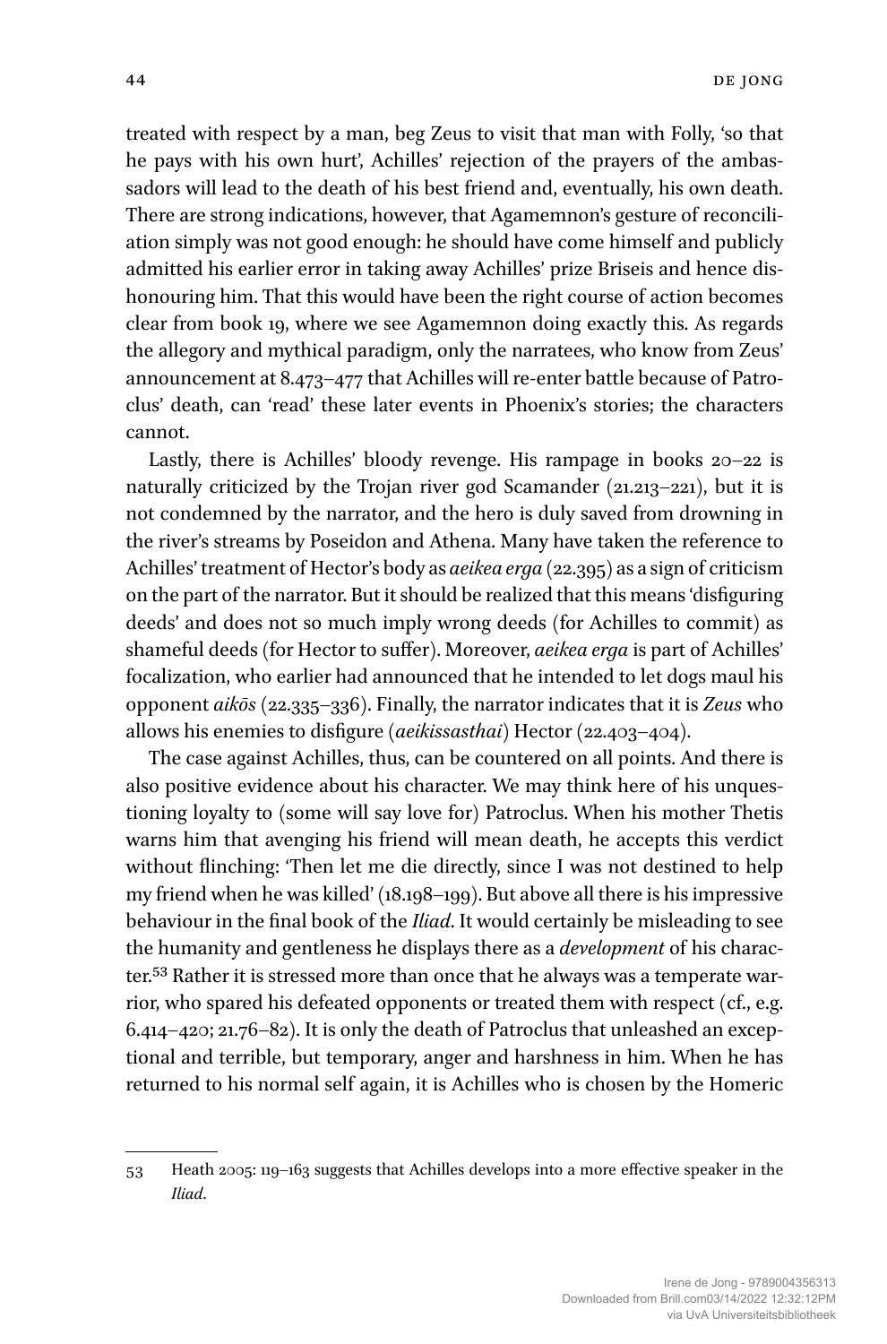treated with respect by a man, beg Zeus to visit that man with Folly, 'so that he pays with his own hurt', Achilles' rejection of the prayers of the ambassadors will lead to the death of his best friend and, eventually, his own death. There are strong indications, however, that Agamemnon's gesture of reconciliation simply was not good enough: he should have come himself and publicly admitted his earlier error in taking away Achilles' prize Briseis and hence dishonouring him. That this would have been the right course of action becomes clear from book 19, where we see Agamemnon doing exactly this. As regards the allegory and mythical paradigm, only the narratees, who know from Zeus' announcement at 8.473–477 that Achilles will re-enter battle because of Patroclus' death, can 'read' these later events in Phoenix's stories; the characters cannot.

Lastly, there is Achilles' bloody revenge. His rampage in books 20–22 is naturally criticized by the Trojan river god Scamander (21.213–221), but it is not condemned by the narrator, and the hero is duly saved from drowning in the river's streams by Poseidon and Athena. Many have taken the reference to Achilles' treatment of Hector's body as *aeikea erga* (22.395) as a sign of criticism on the part of the narrator. But it should be realized that this means 'disfiguring deeds' and does not so much imply wrong deeds (for Achilles to commit) as shameful deeds (for Hector to suffer). Moreover, *aeikea erga* is part of Achilles' focalization, who earlier had announced that he intended to let dogs maul his opponent *aikōs* (22.335–336). Finally, the narrator indicates that it is *Zeus* who allows his enemies to disfigure (*aeikissasthai*) Hector (22.403–404).

The case against Achilles, thus, can be countered on all points. And there is also positive evidence about his character. We may think here of his unquestioning loyalty to (some will say love for) Patroclus. When his mother Thetis warns him that avenging his friend will mean death, he accepts this verdict without flinching: 'Then let me die directly, since I was not destined to help my friend when he was killed' (18.198–199). But above all there is his impressive behaviour in the final book of the *Iliad*. It would certainly be misleading to see the humanity and gentleness he displays there as a *development* of his character.[53] Rather it is stressed more than once that he always was a temperate warrior, who spared his defeated opponents or treated them with respect (cf., e.g. 6.414–420; 21.76–82). It is only the death of Patroclus that unleashed an exceptional and terrible, but temporary, anger and harshness in him. When he has returned to his normal self again, it is Achilles who is chosen by the Homeric

---

53 Heath 2005: 119–163 suggests that Achilles develops into a more effective speaker in the *Iliad*.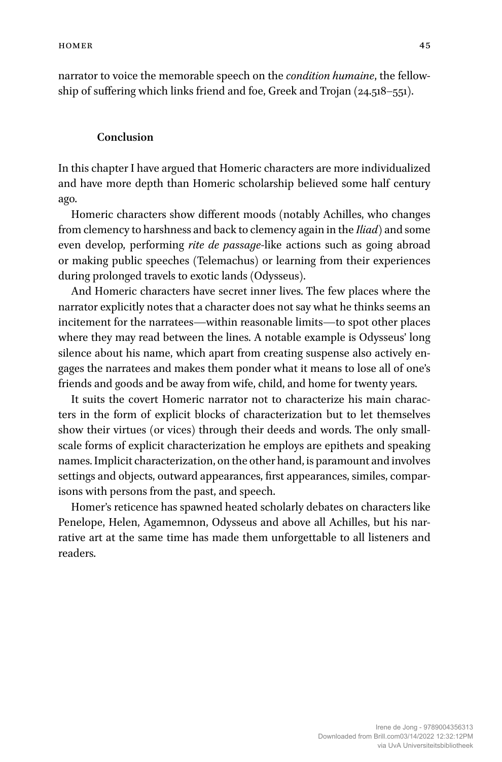narrator to voice the memorable speech on the *condition humaine*, the fellowship of suffering which links friend and foe, Greek and Trojan (24.518–551).

## Conclusion

In this chapter I have argued that Homeric characters are more individualized and have more depth than Homeric scholarship believed some half century ago.

Homeric characters show different moods (notably Achilles, who changes from clemency to harshness and back to clemency again in the *Iliad*) and some even develop, performing *rite de passage*-like actions such as going abroad or making public speeches (Telemachus) or learning from their experiences during prolonged travels to exotic lands (Odysseus).

And Homeric characters have secret inner lives. The few places where the narrator explicitly notes that a character does not say what he thinks seems an incitement for the narratees—within reasonable limits—to spot other places where they may read between the lines. A notable example is Odysseus' long silence about his name, which apart from creating suspense also actively engages the narratees and makes them ponder what it means to lose all of one's friends and goods and be away from wife, child, and home for twenty years.

It suits the covert Homeric narrator not to characterize his main characters in the form of explicit blocks of characterization but to let themselves show their virtues (or vices) through their deeds and words. The only small-scale forms of explicit characterization he employs are epithets and speaking names. Implicit characterization, on the other hand, is paramount and involves settings and objects, outward appearances, first appearances, similes, comparisons with persons from the past, and speech.

Homer's reticence has spawned heated scholarly debates on characters like Penelope, Helen, Agamemnon, Odysseus and above all Achilles, but his narrative art at the same time has made them unforgettable to all listeners and readers.